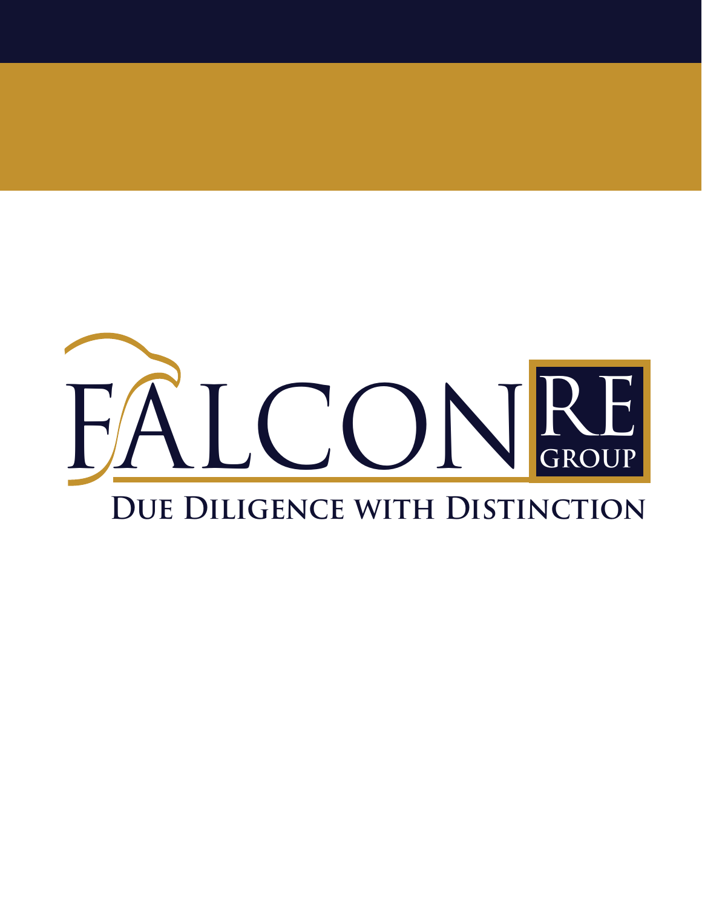# FALCON RE GROUP

**Due Diligence with Distinction**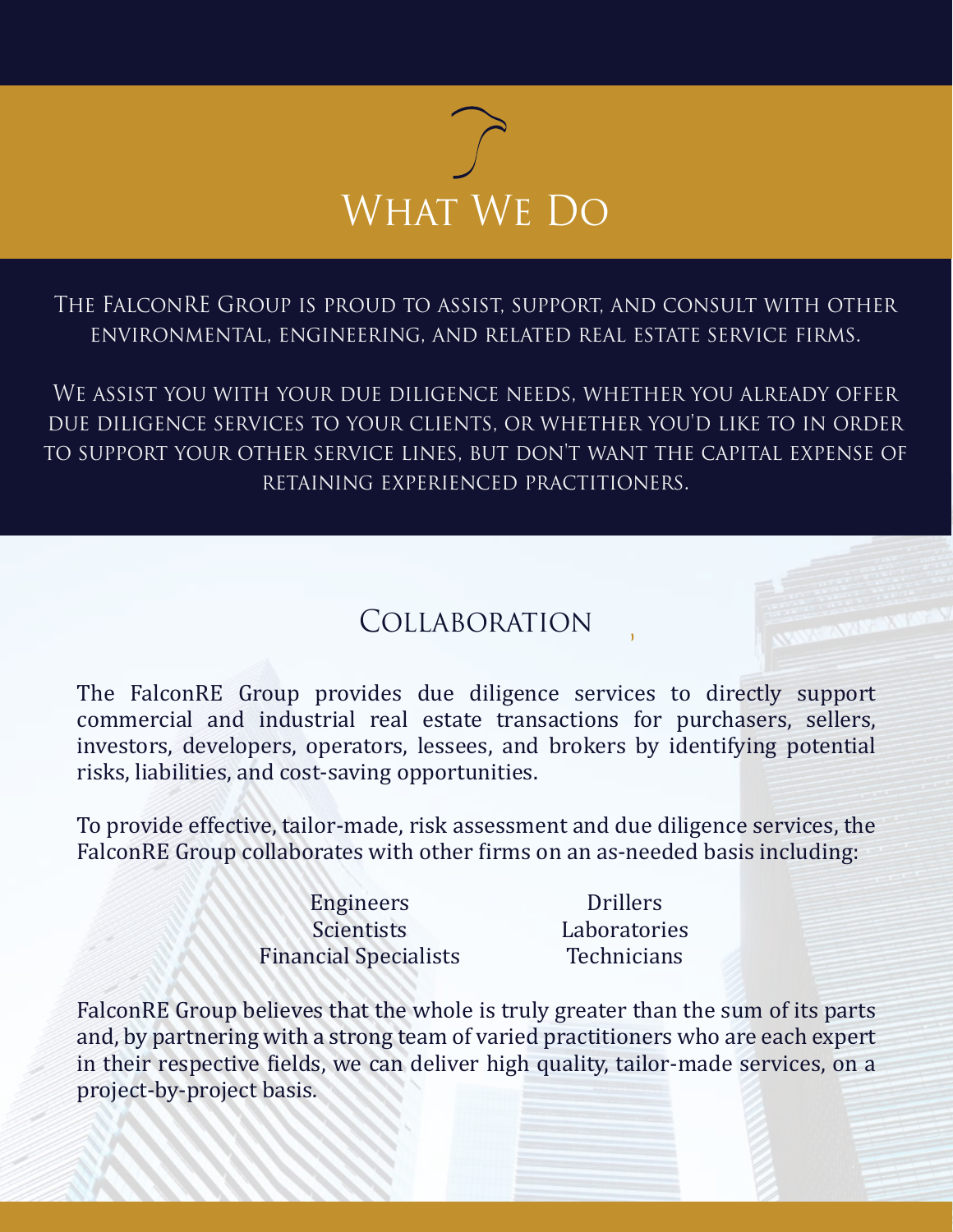# What We Do

The FalconRE Group is proud to assist, support, and consult with other environmental, engineering, and related real estate service firms.

We assist you with your due diligence needs, whether you already offer due diligence services to your clients, or whether you'd like to in order to support your other service lines, but don't want the capital expense of retaining experienced practitioners.

## Collaboration

The FalconRE Group provides due diligence services to directly support commercial and industrial real estate transactions for purchasers, sellers, investors, developers, operators, lessees, and brokers by identifying potential risks, liabilities, and cost-saving opportunities.

To provide effective, tailor-made, risk assessment and due diligence services, the FalconRE Group collaborates with other firms on an as-needed basis including:

- Engineers
- Scientists
- Financial Specialists
- Drillers
- Laboratories
- Technicians

FalconRE Group believes that the whole is truly greater than the sum of its parts and, by partnering with a strong team of varied practitioners who are each expert in their respective fields, we can deliver high quality, tailor-made services, on a project-by-project basis.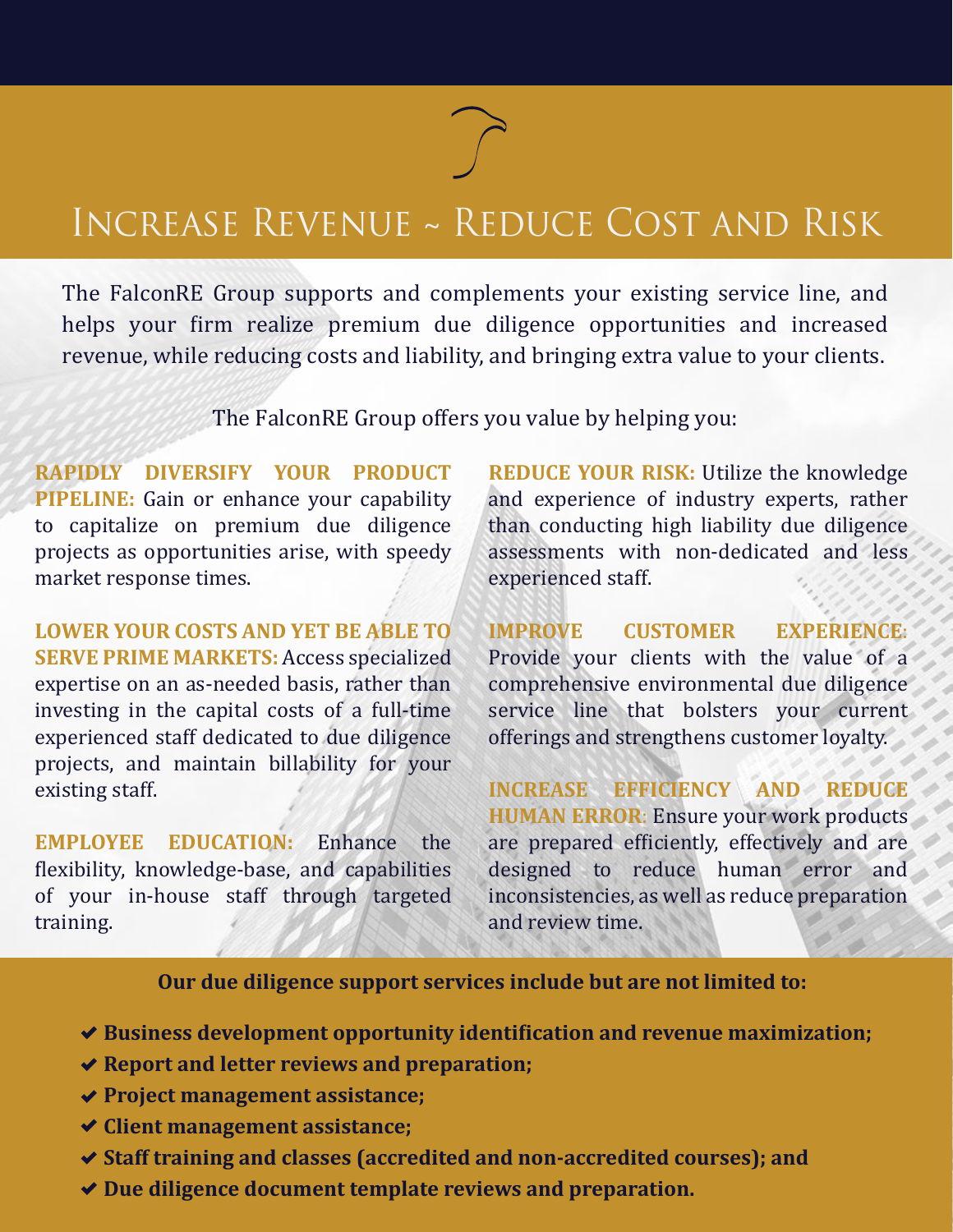# Increase Revenue ~ Reduce Cost and Risk

The FalconRE Group supports and complements your existing service line, and helps your firm realize premium due diligence opportunities and increased revenue, while reducing costs and liability, and bringing extra value to your clients.

The FalconRE Group offers you value by helping you:

**RAPIDLY DIVERSIFY YOUR PRODUCT PIPELINE:** Gain or enhance your capability to capitalize on premium due diligence projects as opportunities arise, with speedy market response times.

**LOWER YOUR COSTS AND YET BE ABLE TO SERVE PRIME MARKETS:** Access specialized expertise on an as-needed basis, rather than investing in the capital costs of a full-time experienced staff dedicated to due diligence projects, and maintain billability for your existing staff.

**EMPLOYEE EDUCATION:** Enhance the flexibility, knowledge-base, and capabilities of your in-house staff through targeted training.

**REDUCE YOUR RISK:** Utilize the knowledge and experience of industry experts, rather than conducting high liability due diligence assessments with non-dedicated and less experienced staff.

**IMPROVE CUSTOMER EXPERIENCE:** Provide your clients with the value of a comprehensive environmental due diligence service line that bolsters your current offerings and strengthens customer loyalty.

**INCREASE EFFICIENCY AND REDUCE HUMAN ERROR:** Ensure your work products are prepared efficiently, effectively and are designed to reduce human error and inconsistencies, as well as reduce preparation and review time.

**Our due diligence support services include but are not limited to:**

- ✔ **Business development opportunity identification and revenue maximization;**
- ✔ **Report and letter reviews and preparation;**
- ✔ **Project management assistance;**
- ✔ **Client management assistance;**
- ✔ **Staff training and classes (accredited and non-accredited courses); and**
- ✔ **Due diligence document template reviews and preparation.**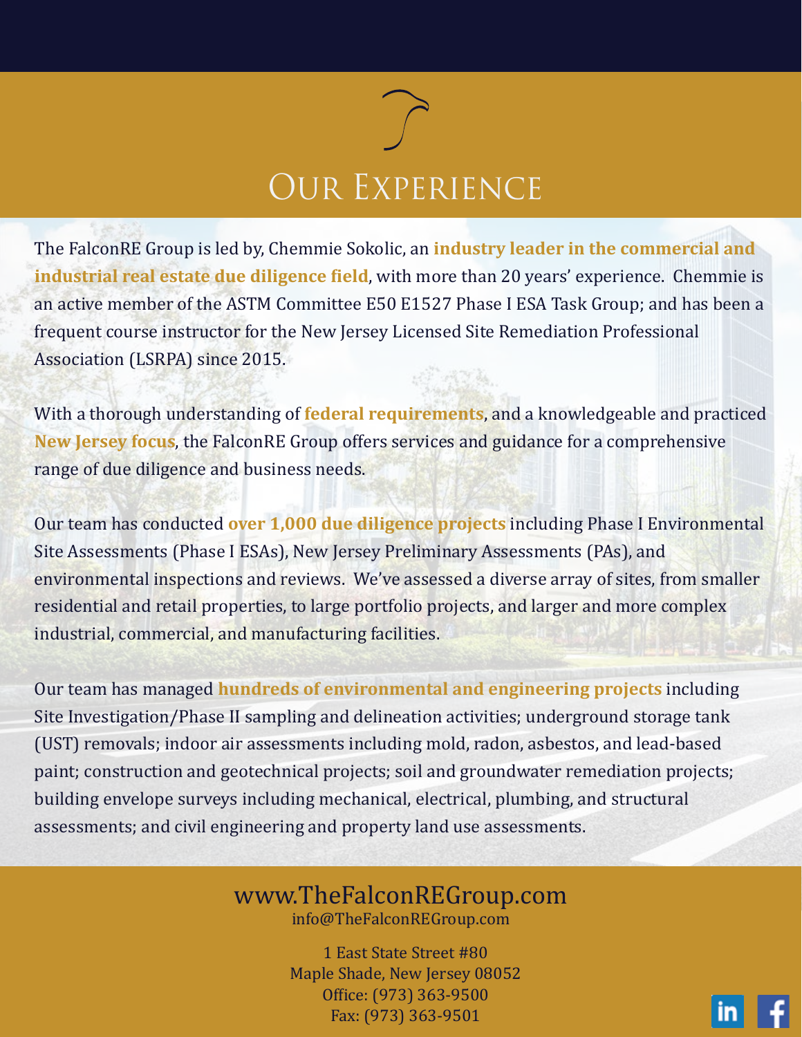# Our Experience

The FalconRE Group is led by, Chemmie Sokolic, an **industry leader in the commercial and industrial real estate due diligence field**, with more than 20 years' experience. Chemmie is an active member of the ASTM Committee E50 E1527 Phase I ESA Task Group; and has been a frequent course instructor for the New Jersey Licensed Site Remediation Professional Association (LSRPA) since 2015.

With a thorough understanding of **federal requirements**, and a knowledgeable and practiced **New Jersey focus**, the FalconRE Group offers services and guidance for a comprehensive range of due diligence and business needs.

Our team has conducted **over 1,000 due diligence projects** including Phase I Environmental Site Assessments (Phase I ESAs), New Jersey Preliminary Assessments (PAs), and environmental inspections and reviews. We've assessed a diverse array of sites, from smaller residential and retail properties, to large portfolio projects, and larger and more complex industrial, commercial, and manufacturing facilities.

Our team has managed **hundreds of environmental and engineering projects** including Site Investigation/Phase II sampling and delineation activities; underground storage tank (UST) removals; indoor air assessments including mold, radon, asbestos, and lead-based paint; construction and geotechnical projects; soil and groundwater remediation projects; building envelope surveys including mechanical, electrical, plumbing, and structural assessments; and civil engineering and property land use assessments.

www.TheFalconREGroup.com
info@TheFalconREGroup.com

1 East State Street #80
Maple Shade, New Jersey 08052
Office: (973) 363-9500
Fax: (973) 363-9501